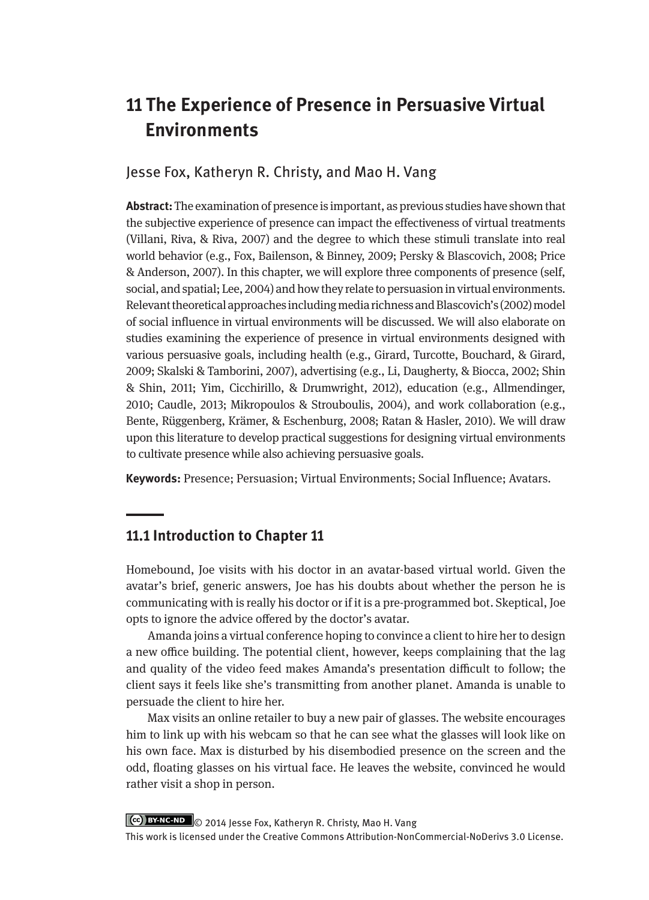# 11 The Experience of Presence in Persuasive Virtual Environments

Jesse Fox, Katheryn R. Christy, and Mao H. Vang

**Abstract:** The examination of presence is important, as previous studies have shown that the subjective experience of presence can impact the effectiveness of virtual treatments (Villani, Riva, & Riva, 2007) and the degree to which these stimuli translate into real world behavior (e.g., Fox, Bailenson, & Binney, 2009; Persky & Blascovich, 2008; Price & Anderson, 2007). In this chapter, we will explore three components of presence (self, social, and spatial; Lee, 2004) and how they relate to persuasion in virtual environments. Relevant theoretical approaches including media richness and Blascovich's (2002) model of social influence in virtual environments will be discussed. We will also elaborate on studies examining the experience of presence in virtual environments designed with various persuasive goals, including health (e.g., Girard, Turcotte, Bouchard, & Girard, 2009; Skalski & Tamborini, 2007), advertising (e.g., Li, Daugherty, & Biocca, 2002; Shin & Shin, 2011; Yim, Cicchirillo, & Drumwright, 2012), education (e.g., Allmendinger, 2010; Caudle, 2013; Mikropoulos & Strouboulis, 2004), and work collaboration (e.g., Bente, Rüggenberg, Krämer, & Eschenburg, 2008; Ratan & Hasler, 2010). We will draw upon this literature to develop practical suggestions for designing virtual environments to cultivate presence while also achieving persuasive goals.

**Keywords:** Presence; Persuasion; Virtual Environments; Social Influence; Avatars.

## 11.1 Introduction to Chapter 11

Homebound, Joe visits with his doctor in an avatar-based virtual world. Given the avatar's brief, generic answers, Joe has his doubts about whether the person he is communicating with is really his doctor or if it is a pre-programmed bot. Skeptical, Joe opts to ignore the advice offered by the doctor's avatar.

Amanda joins a virtual conference hoping to convince a client to hire her to design a new office building. The potential client, however, keeps complaining that the lag and quality of the video feed makes Amanda's presentation difficult to follow; the client says it feels like she's transmitting from another planet. Amanda is unable to persuade the client to hire her.

Max visits an online retailer to buy a new pair of glasses. The website encourages him to link up with his webcam so that he can see what the glasses will look like on his own face. Max is disturbed by his disembodied presence on the screen and the odd, floating glasses on his virtual face. He leaves the website, convinced he would rather visit a shop in person.

© 2014 Jesse Fox, Katheryn R. Christy, Mao H. Vang
This work is licensed under the Creative Commons Attribution-NonCommercial-NoDerivs 3.0 License.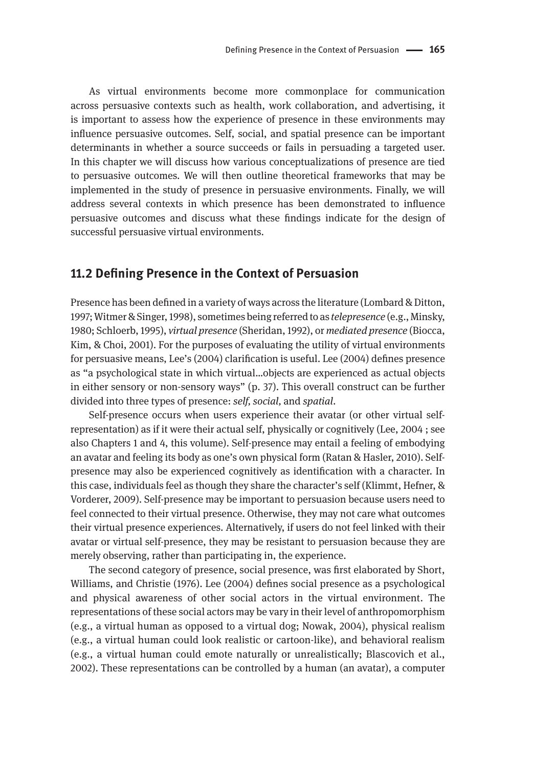As virtual environments become more commonplace for communication across persuasive contexts such as health, work collaboration, and advertising, it is important to assess how the experience of presence in these environments may influence persuasive outcomes. Self, social, and spatial presence can be important determinants in whether a source succeeds or fails in persuading a targeted user. In this chapter we will discuss how various conceptualizations of presence are tied to persuasive outcomes. We will then outline theoretical frameworks that may be implemented in the study of presence in persuasive environments. Finally, we will address several contexts in which presence has been demonstrated to influence persuasive outcomes and discuss what these findings indicate for the design of successful persuasive virtual environments.

## 11.2 Defining Presence in the Context of Persuasion

Presence has been defined in a variety of ways across the literature (Lombard & Ditton, 1997; Witmer & Singer, 1998), sometimes being referred to as *telepresence* (e.g., Minsky, 1980; Schloerb, 1995), *virtual presence* (Sheridan, 1992), or *mediated presence* (Biocca, Kim, & Choi, 2001). For the purposes of evaluating the utility of virtual environments for persuasive means, Lee's (2004) clarification is useful. Lee (2004) defines presence as "a psychological state in which virtual...objects are experienced as actual objects in either sensory or non-sensory ways" (p. 37). This overall construct can be further divided into three types of presence: *self, social,* and *spatial*.

Self-presence occurs when users experience their avatar (or other virtual self-representation) as if it were their actual self, physically or cognitively (Lee, 2004 ; see also Chapters 1 and 4, this volume). Self-presence may entail a feeling of embodying an avatar and feeling its body as one's own physical form (Ratan & Hasler, 2010). Self-presence may also be experienced cognitively as identification with a character. In this case, individuals feel as though they share the character's self (Klimmt, Hefner, & Vorderer, 2009). Self-presence may be important to persuasion because users need to feel connected to their virtual presence. Otherwise, they may not care what outcomes their virtual presence experiences. Alternatively, if users do not feel linked with their avatar or virtual self-presence, they may be resistant to persuasion because they are merely observing, rather than participating in, the experience.

The second category of presence, social presence, was first elaborated by Short, Williams, and Christie (1976). Lee (2004) defines social presence as a psychological and physical awareness of other social actors in the virtual environment. The representations of these social actors may be vary in their level of anthropomorphism (e.g., a virtual human as opposed to a virtual dog; Nowak, 2004), physical realism (e.g., a virtual human could look realistic or cartoon-like), and behavioral realism (e.g., a virtual human could emote naturally or unrealistically; Blascovich et al., 2002). These representations can be controlled by a human (an avatar), a computer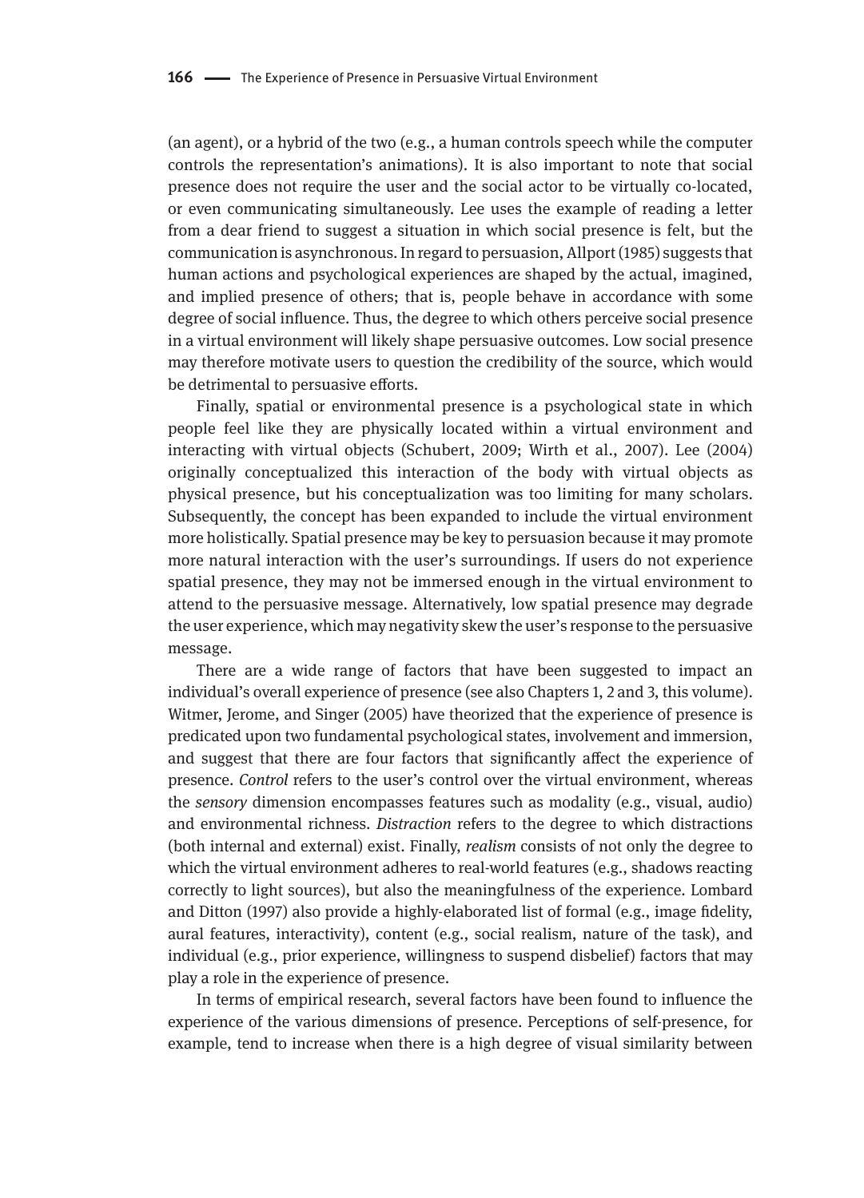(an agent), or a hybrid of the two (e.g., a human controls speech while the computer controls the representation's animations). It is also important to note that social presence does not require the user and the social actor to be virtually co-located, or even communicating simultaneously. Lee uses the example of reading a letter from a dear friend to suggest a situation in which social presence is felt, but the communication is asynchronous. In regard to persuasion, Allport (1985) suggests that human actions and psychological experiences are shaped by the actual, imagined, and implied presence of others; that is, people behave in accordance with some degree of social influence. Thus, the degree to which others perceive social presence in a virtual environment will likely shape persuasive outcomes. Low social presence may therefore motivate users to question the credibility of the source, which would be detrimental to persuasive efforts.

Finally, spatial or environmental presence is a psychological state in which people feel like they are physically located within a virtual environment and interacting with virtual objects (Schubert, 2009; Wirth et al., 2007). Lee (2004) originally conceptualized this interaction of the body with virtual objects as physical presence, but his conceptualization was too limiting for many scholars. Subsequently, the concept has been expanded to include the virtual environment more holistically. Spatial presence may be key to persuasion because it may promote more natural interaction with the user's surroundings. If users do not experience spatial presence, they may not be immersed enough in the virtual environment to attend to the persuasive message. Alternatively, low spatial presence may degrade the user experience, which may negativity skew the user's response to the persuasive message.

There are a wide range of factors that have been suggested to impact an individual's overall experience of presence (see also Chapters 1, 2 and 3, this volume). Witmer, Jerome, and Singer (2005) have theorized that the experience of presence is predicated upon two fundamental psychological states, involvement and immersion, and suggest that there are four factors that significantly affect the experience of presence. *Control* refers to the user's control over the virtual environment, whereas the *sensory* dimension encompasses features such as modality (e.g., visual, audio) and environmental richness. *Distraction* refers to the degree to which distractions (both internal and external) exist. Finally, *realism* consists of not only the degree to which the virtual environment adheres to real-world features (e.g., shadows reacting correctly to light sources), but also the meaningfulness of the experience. Lombard and Ditton (1997) also provide a highly-elaborated list of formal (e.g., image fidelity, aural features, interactivity), content (e.g., social realism, nature of the task), and individual (e.g., prior experience, willingness to suspend disbelief) factors that may play a role in the experience of presence.

In terms of empirical research, several factors have been found to influence the experience of the various dimensions of presence. Perceptions of self-presence, for example, tend to increase when there is a high degree of visual similarity between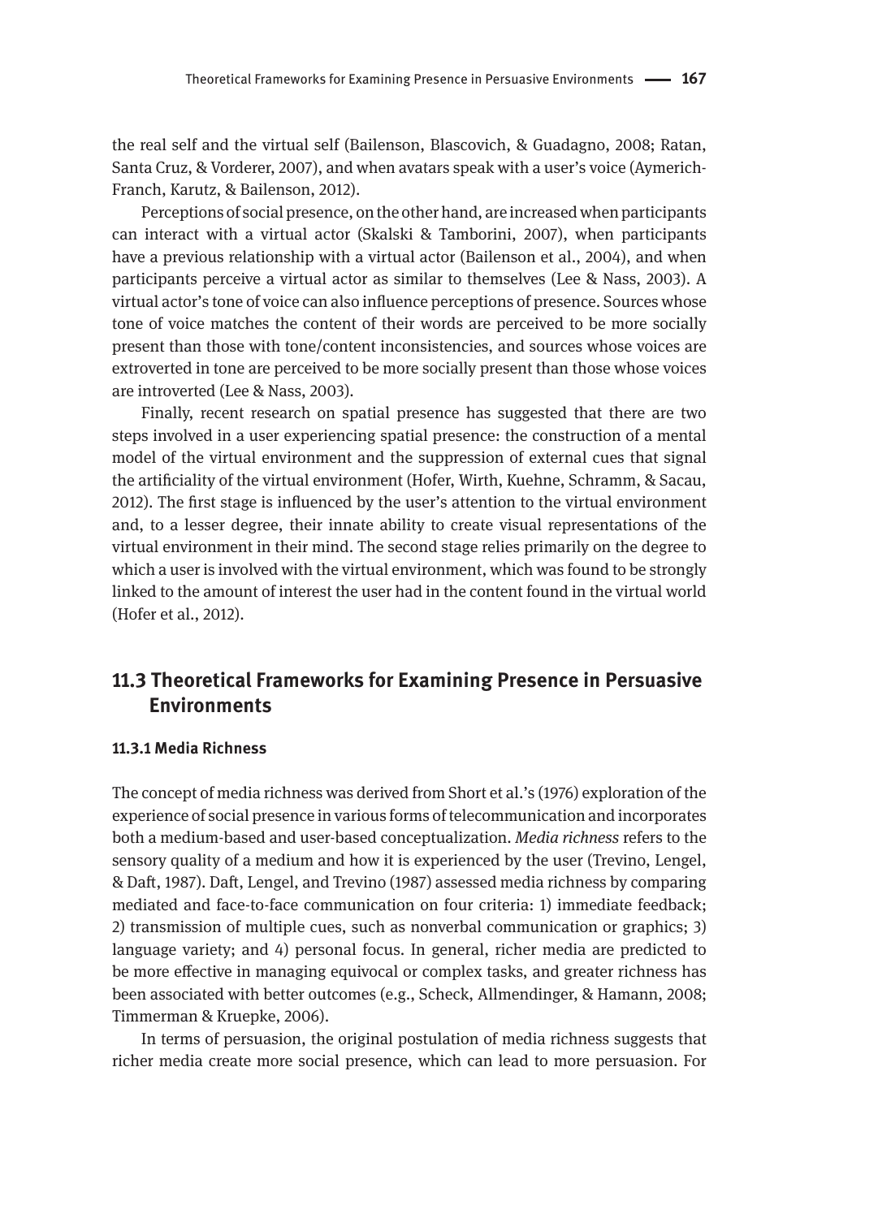the real self and the virtual self (Bailenson, Blascovich, & Guadagno, 2008; Ratan, Santa Cruz, & Vorderer, 2007), and when avatars speak with a user's voice (Aymerich-Franch, Karutz, & Bailenson, 2012).

Perceptions of social presence, on the other hand, are increased when participants can interact with a virtual actor (Skalski & Tamborini, 2007), when participants have a previous relationship with a virtual actor (Bailenson et al., 2004), and when participants perceive a virtual actor as similar to themselves (Lee & Nass, 2003). A virtual actor's tone of voice can also influence perceptions of presence. Sources whose tone of voice matches the content of their words are perceived to be more socially present than those with tone/content inconsistencies, and sources whose voices are extroverted in tone are perceived to be more socially present than those whose voices are introverted (Lee & Nass, 2003).

Finally, recent research on spatial presence has suggested that there are two steps involved in a user experiencing spatial presence: the construction of a mental model of the virtual environment and the suppression of external cues that signal the artificiality of the virtual environment (Hofer, Wirth, Kuehne, Schramm, & Sacau, 2012). The first stage is influenced by the user's attention to the virtual environment and, to a lesser degree, their innate ability to create visual representations of the virtual environment in their mind. The second stage relies primarily on the degree to which a user is involved with the virtual environment, which was found to be strongly linked to the amount of interest the user had in the content found in the virtual world (Hofer et al., 2012).

## 11.3 Theoretical Frameworks for Examining Presence in Persuasive Environments

### 11.3.1 Media Richness

The concept of media richness was derived from Short et al.'s (1976) exploration of the experience of social presence in various forms of telecommunication and incorporates both a medium-based and user-based conceptualization. *Media richness* refers to the sensory quality of a medium and how it is experienced by the user (Trevino, Lengel, & Daft, 1987). Daft, Lengel, and Trevino (1987) assessed media richness by comparing mediated and face-to-face communication on four criteria: 1) immediate feedback; 2) transmission of multiple cues, such as nonverbal communication or graphics; 3) language variety; and 4) personal focus. In general, richer media are predicted to be more effective in managing equivocal or complex tasks, and greater richness has been associated with better outcomes (e.g., Scheck, Allmendinger, & Hamann, 2008; Timmerman & Kruepke, 2006).

In terms of persuasion, the original postulation of media richness suggests that richer media create more social presence, which can lead to more persuasion. For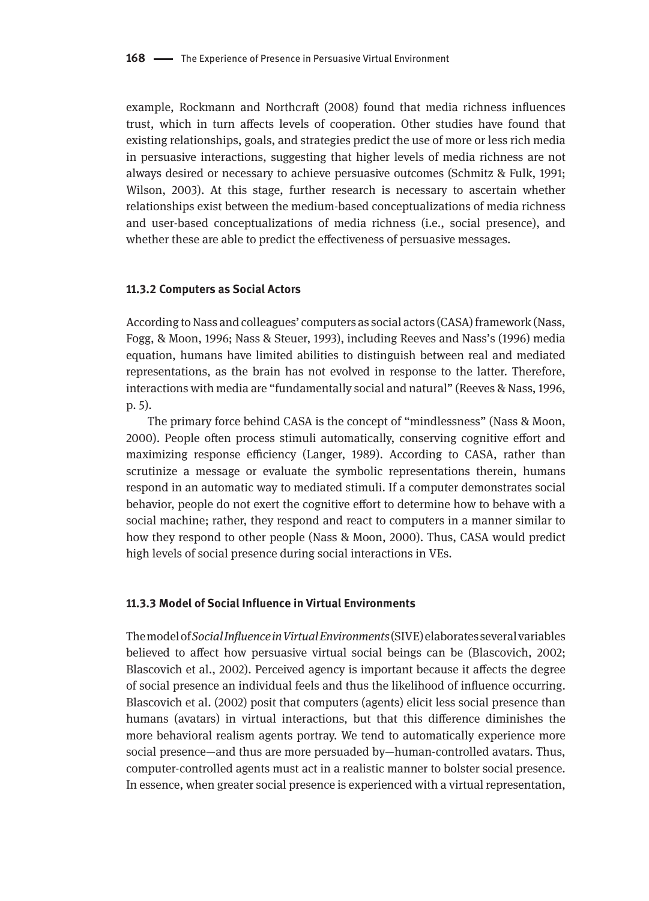example, Rockmann and Northcraft (2008) found that media richness influences trust, which in turn affects levels of cooperation. Other studies have found that existing relationships, goals, and strategies predict the use of more or less rich media in persuasive interactions, suggesting that higher levels of media richness are not always desired or necessary to achieve persuasive outcomes (Schmitz & Fulk, 1991; Wilson, 2003). At this stage, further research is necessary to ascertain whether relationships exist between the medium-based conceptualizations of media richness and user-based conceptualizations of media richness (i.e., social presence), and whether these are able to predict the effectiveness of persuasive messages.

### 11.3.2 Computers as Social Actors

According to Nass and colleagues' computers as social actors (CASA) framework (Nass, Fogg, & Moon, 1996; Nass & Steuer, 1993), including Reeves and Nass's (1996) media equation, humans have limited abilities to distinguish between real and mediated representations, as the brain has not evolved in response to the latter. Therefore, interactions with media are "fundamentally social and natural" (Reeves & Nass, 1996, p. 5).

The primary force behind CASA is the concept of "mindlessness" (Nass & Moon, 2000). People often process stimuli automatically, conserving cognitive effort and maximizing response efficiency (Langer, 1989). According to CASA, rather than scrutinize a message or evaluate the symbolic representations therein, humans respond in an automatic way to mediated stimuli. If a computer demonstrates social behavior, people do not exert the cognitive effort to determine how to behave with a social machine; rather, they respond and react to computers in a manner similar to how they respond to other people (Nass & Moon, 2000). Thus, CASA would predict high levels of social presence during social interactions in VEs.

### 11.3.3 Model of Social Influence in Virtual Environments

The model of *Social Influence in Virtual Environments* (SIVE) elaborates several variables believed to affect how persuasive virtual social beings can be (Blascovich, 2002; Blascovich et al., 2002). Perceived agency is important because it affects the degree of social presence an individual feels and thus the likelihood of influence occurring. Blascovich et al. (2002) posit that computers (agents) elicit less social presence than humans (avatars) in virtual interactions, but that this difference diminishes the more behavioral realism agents portray. We tend to automatically experience more social presence—and thus are more persuaded by—human-controlled avatars. Thus, computer-controlled agents must act in a realistic manner to bolster social presence. In essence, when greater social presence is experienced with a virtual representation,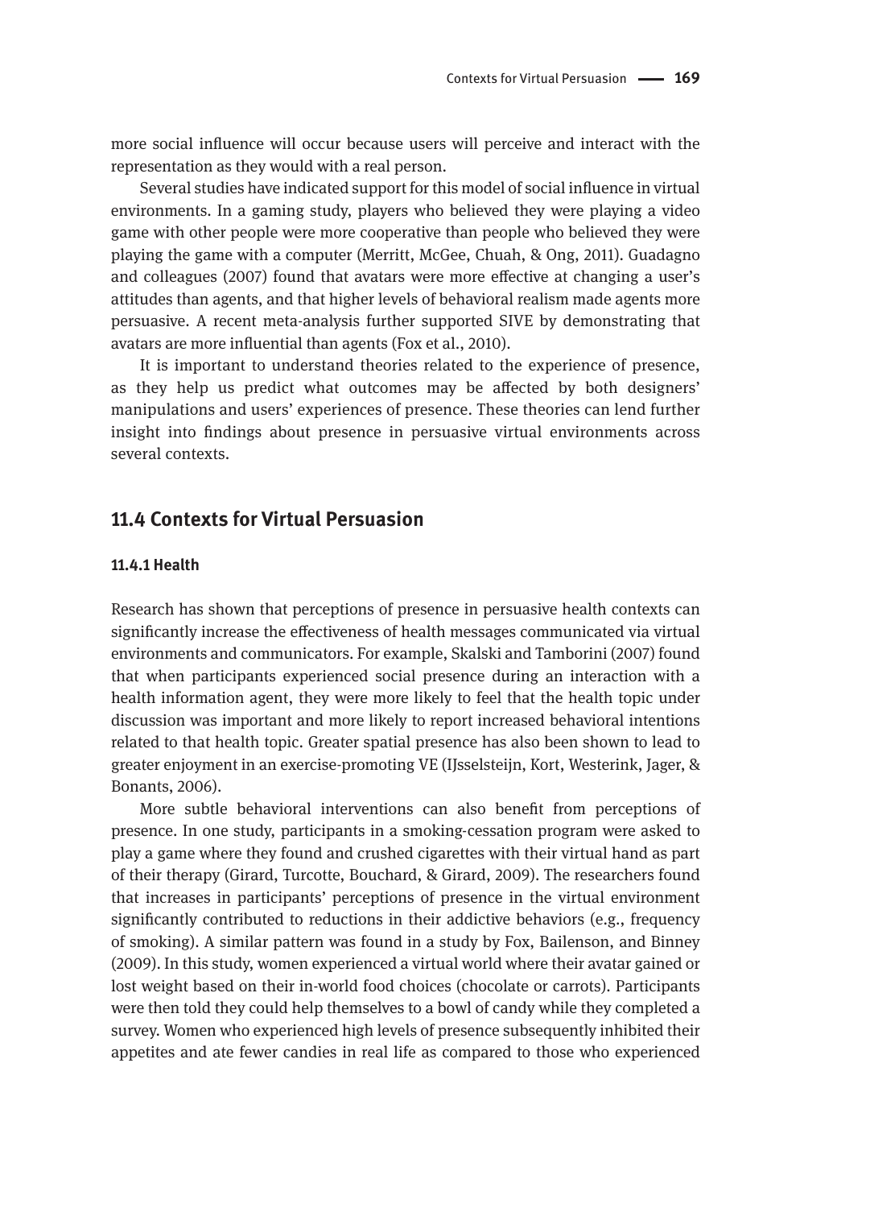more social influence will occur because users will perceive and interact with the representation as they would with a real person.

Several studies have indicated support for this model of social influence in virtual environments. In a gaming study, players who believed they were playing a video game with other people were more cooperative than people who believed they were playing the game with a computer (Merritt, McGee, Chuah, & Ong, 2011). Guadagno and colleagues (2007) found that avatars were more effective at changing a user's attitudes than agents, and that higher levels of behavioral realism made agents more persuasive. A recent meta-analysis further supported SIVE by demonstrating that avatars are more influential than agents (Fox et al., 2010).

It is important to understand theories related to the experience of presence, as they help us predict what outcomes may be affected by both designers' manipulations and users' experiences of presence. These theories can lend further insight into findings about presence in persuasive virtual environments across several contexts.

## 11.4 Contexts for Virtual Persuasion

### 11.4.1 Health

Research has shown that perceptions of presence in persuasive health contexts can significantly increase the effectiveness of health messages communicated via virtual environments and communicators. For example, Skalski and Tamborini (2007) found that when participants experienced social presence during an interaction with a health information agent, they were more likely to feel that the health topic under discussion was important and more likely to report increased behavioral intentions related to that health topic. Greater spatial presence has also been shown to lead to greater enjoyment in an exercise-promoting VE (IJsselsteijn, Kort, Westerink, Jager, & Bonants, 2006).

More subtle behavioral interventions can also benefit from perceptions of presence. In one study, participants in a smoking-cessation program were asked to play a game where they found and crushed cigarettes with their virtual hand as part of their therapy (Girard, Turcotte, Bouchard, & Girard, 2009). The researchers found that increases in participants' perceptions of presence in the virtual environment significantly contributed to reductions in their addictive behaviors (e.g., frequency of smoking). A similar pattern was found in a study by Fox, Bailenson, and Binney (2009). In this study, women experienced a virtual world where their avatar gained or lost weight based on their in-world food choices (chocolate or carrots). Participants were then told they could help themselves to a bowl of candy while they completed a survey. Women who experienced high levels of presence subsequently inhibited their appetites and ate fewer candies in real life as compared to those who experienced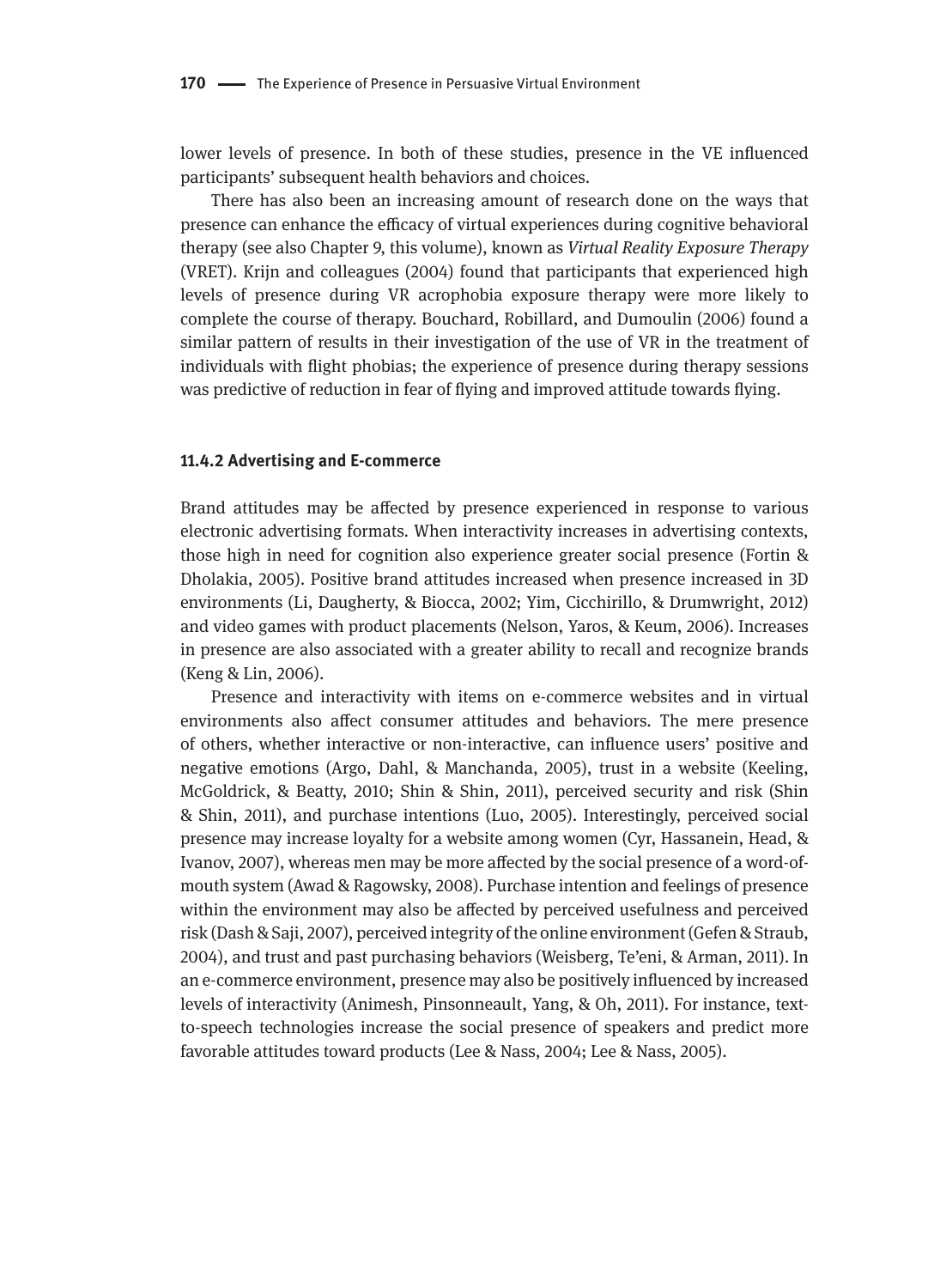lower levels of presence. In both of these studies, presence in the VE influenced participants' subsequent health behaviors and choices.

There has also been an increasing amount of research done on the ways that presence can enhance the efficacy of virtual experiences during cognitive behavioral therapy (see also Chapter 9, this volume), known as *Virtual Reality Exposure Therapy* (VRET). Krijn and colleagues (2004) found that participants that experienced high levels of presence during VR acrophobia exposure therapy were more likely to complete the course of therapy. Bouchard, Robillard, and Dumoulin (2006) found a similar pattern of results in their investigation of the use of VR in the treatment of individuals with flight phobias; the experience of presence during therapy sessions was predictive of reduction in fear of flying and improved attitude towards flying.

### 11.4.2 Advertising and E-commerce

Brand attitudes may be affected by presence experienced in response to various electronic advertising formats. When interactivity increases in advertising contexts, those high in need for cognition also experience greater social presence (Fortin & Dholakia, 2005). Positive brand attitudes increased when presence increased in 3D environments (Li, Daugherty, & Biocca, 2002; Yim, Cicchirillo, & Drumwright, 2012) and video games with product placements (Nelson, Yaros, & Keum, 2006). Increases in presence are also associated with a greater ability to recall and recognize brands (Keng & Lin, 2006).

Presence and interactivity with items on e-commerce websites and in virtual environments also affect consumer attitudes and behaviors. The mere presence of others, whether interactive or non-interactive, can influence users' positive and negative emotions (Argo, Dahl, & Manchanda, 2005), trust in a website (Keeling, McGoldrick, & Beatty, 2010; Shin & Shin, 2011), perceived security and risk (Shin & Shin, 2011), and purchase intentions (Luo, 2005). Interestingly, perceived social presence may increase loyalty for a website among women (Cyr, Hassanein, Head, & Ivanov, 2007), whereas men may be more affected by the social presence of a word-of-mouth system (Awad & Ragowsky, 2008). Purchase intention and feelings of presence within the environment may also be affected by perceived usefulness and perceived risk (Dash & Saji, 2007), perceived integrity of the online environment (Gefen & Straub, 2004), and trust and past purchasing behaviors (Weisberg, Te'eni, & Arman, 2011). In an e-commerce environment, presence may also be positively influenced by increased levels of interactivity (Animesh, Pinsonneault, Yang, & Oh, 2011). For instance, text-to-speech technologies increase the social presence of speakers and predict more favorable attitudes toward products (Lee & Nass, 2004; Lee & Nass, 2005).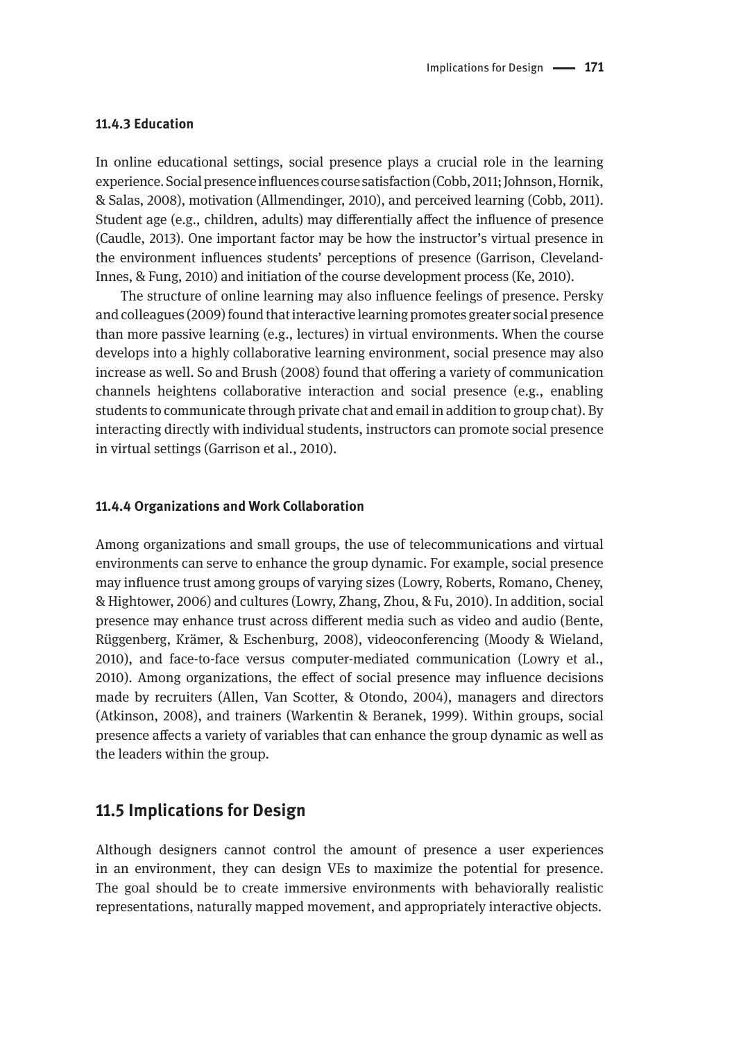### 11.4.3 Education

In online educational settings, social presence plays a crucial role in the learning experience. Social presence influences course satisfaction (Cobb, 2011; Johnson, Hornik, & Salas, 2008), motivation (Allmendinger, 2010), and perceived learning (Cobb, 2011). Student age (e.g., children, adults) may differentially affect the influence of presence (Caudle, 2013). One important factor may be how the instructor's virtual presence in the environment influences students' perceptions of presence (Garrison, Cleveland-Innes, & Fung, 2010) and initiation of the course development process (Ke, 2010).

The structure of online learning may also influence feelings of presence. Persky and colleagues (2009) found that interactive learning promotes greater social presence than more passive learning (e.g., lectures) in virtual environments. When the course develops into a highly collaborative learning environment, social presence may also increase as well. So and Brush (2008) found that offering a variety of communication channels heightens collaborative interaction and social presence (e.g., enabling students to communicate through private chat and email in addition to group chat). By interacting directly with individual students, instructors can promote social presence in virtual settings (Garrison et al., 2010).

### 11.4.4 Organizations and Work Collaboration

Among organizations and small groups, the use of telecommunications and virtual environments can serve to enhance the group dynamic. For example, social presence may influence trust among groups of varying sizes (Lowry, Roberts, Romano, Cheney, & Hightower, 2006) and cultures (Lowry, Zhang, Zhou, & Fu, 2010). In addition, social presence may enhance trust across different media such as video and audio (Bente, Rüggenberg, Krämer, & Eschenburg, 2008), videoconferencing (Moody & Wieland, 2010), and face-to-face versus computer-mediated communication (Lowry et al., 2010). Among organizations, the effect of social presence may influence decisions made by recruiters (Allen, Van Scotter, & Otondo, 2004), managers and directors (Atkinson, 2008), and trainers (Warkentin & Beranek, 1999). Within groups, social presence affects a variety of variables that can enhance the group dynamic as well as the leaders within the group.

## 11.5 Implications for Design

Although designers cannot control the amount of presence a user experiences in an environment, they can design VEs to maximize the potential for presence. The goal should be to create immersive environments with behaviorally realistic representations, naturally mapped movement, and appropriately interactive objects.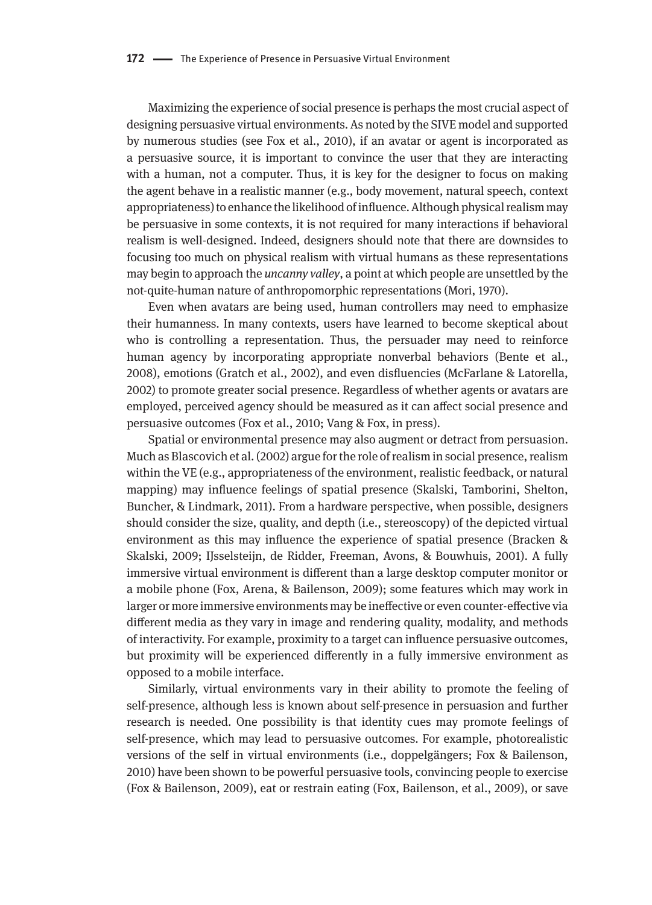Maximizing the experience of social presence is perhaps the most crucial aspect of designing persuasive virtual environments. As noted by the SIVE model and supported by numerous studies (see Fox et al., 2010), if an avatar or agent is incorporated as a persuasive source, it is important to convince the user that they are interacting with a human, not a computer. Thus, it is key for the designer to focus on making the agent behave in a realistic manner (e.g., body movement, natural speech, context appropriateness) to enhance the likelihood of influence. Although physical realism may be persuasive in some contexts, it is not required for many interactions if behavioral realism is well-designed. Indeed, designers should note that there are downsides to focusing too much on physical realism with virtual humans as these representations may begin to approach the *uncanny valley*, a point at which people are unsettled by the not-quite-human nature of anthropomorphic representations (Mori, 1970).

Even when avatars are being used, human controllers may need to emphasize their humanness. In many contexts, users have learned to become skeptical about who is controlling a representation. Thus, the persuader may need to reinforce human agency by incorporating appropriate nonverbal behaviors (Bente et al., 2008), emotions (Gratch et al., 2002), and even disfluencies (McFarlane & Latorella, 2002) to promote greater social presence. Regardless of whether agents or avatars are employed, perceived agency should be measured as it can affect social presence and persuasive outcomes (Fox et al., 2010; Vang & Fox, in press).

Spatial or environmental presence may also augment or detract from persuasion. Much as Blascovich et al. (2002) argue for the role of realism in social presence, realism within the VE (e.g., appropriateness of the environment, realistic feedback, or natural mapping) may influence feelings of spatial presence (Skalski, Tamborini, Shelton, Buncher, & Lindmark, 2011). From a hardware perspective, when possible, designers should consider the size, quality, and depth (i.e., stereoscopy) of the depicted virtual environment as this may influence the experience of spatial presence (Bracken & Skalski, 2009; IJsselsteijn, de Ridder, Freeman, Avons, & Bouwhuis, 2001). A fully immersive virtual environment is different than a large desktop computer monitor or a mobile phone (Fox, Arena, & Bailenson, 2009); some features which may work in larger or more immersive environments may be ineffective or even counter-effective via different media as they vary in image and rendering quality, modality, and methods of interactivity. For example, proximity to a target can influence persuasive outcomes, but proximity will be experienced differently in a fully immersive environment as opposed to a mobile interface.

Similarly, virtual environments vary in their ability to promote the feeling of self-presence, although less is known about self-presence in persuasion and further research is needed. One possibility is that identity cues may promote feelings of self-presence, which may lead to persuasive outcomes. For example, photorealistic versions of the self in virtual environments (i.e., doppelgängers; Fox & Bailenson, 2010) have been shown to be powerful persuasive tools, convincing people to exercise (Fox & Bailenson, 2009), eat or restrain eating (Fox, Bailenson, et al., 2009), or save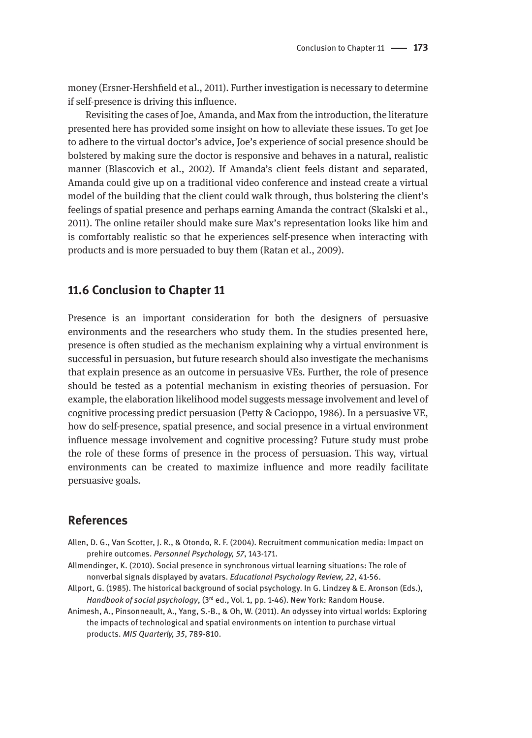money (Ersner-Hershfield et al., 2011). Further investigation is necessary to determine if self-presence is driving this influence.

Revisiting the cases of Joe, Amanda, and Max from the introduction, the literature presented here has provided some insight on how to alleviate these issues. To get Joe to adhere to the virtual doctor's advice, Joe's experience of social presence should be bolstered by making sure the doctor is responsive and behaves in a natural, realistic manner (Blascovich et al., 2002). If Amanda's client feels distant and separated, Amanda could give up on a traditional video conference and instead create a virtual model of the building that the client could walk through, thus bolstering the client's feelings of spatial presence and perhaps earning Amanda the contract (Skalski et al., 2011). The online retailer should make sure Max's representation looks like him and is comfortably realistic so that he experiences self-presence when interacting with products and is more persuaded to buy them (Ratan et al., 2009).

## 11.6 Conclusion to Chapter 11

Presence is an important consideration for both the designers of persuasive environments and the researchers who study them. In the studies presented here, presence is often studied as the mechanism explaining why a virtual environment is successful in persuasion, but future research should also investigate the mechanisms that explain presence as an outcome in persuasive VEs. Further, the role of presence should be tested as a potential mechanism in existing theories of persuasion. For example, the elaboration likelihood model suggests message involvement and level of cognitive processing predict persuasion (Petty & Cacioppo, 1986). In a persuasive VE, how do self-presence, spatial presence, and social presence in a virtual environment influence message involvement and cognitive processing? Future study must probe the role of these forms of presence in the process of persuasion. This way, virtual environments can be created to maximize influence and more readily facilitate persuasive goals.

## References

Allen, D. G., Van Scotter, J. R., & Otondo, R. F. (2004). Recruitment communication media: Impact on prehire outcomes. *Personnel Psychology, 57*, 143-171.

Allmendinger, K. (2010). Social presence in synchronous virtual learning situations: The role of nonverbal signals displayed by avatars. *Educational Psychology Review, 22*, 41-56.

Allport, G. (1985). The historical background of social psychology. In G. Lindzey & E. Aronson (Eds.), *Handbook of social psychology*, (3rd ed., Vol. 1, pp. 1-46). New York: Random House.

Animesh, A., Pinsonneault, A., Yang, S.-B., & Oh, W. (2011). An odyssey into virtual worlds: Exploring the impacts of technological and spatial environments on intention to purchase virtual products. *MIS Quarterly, 35*, 789-810.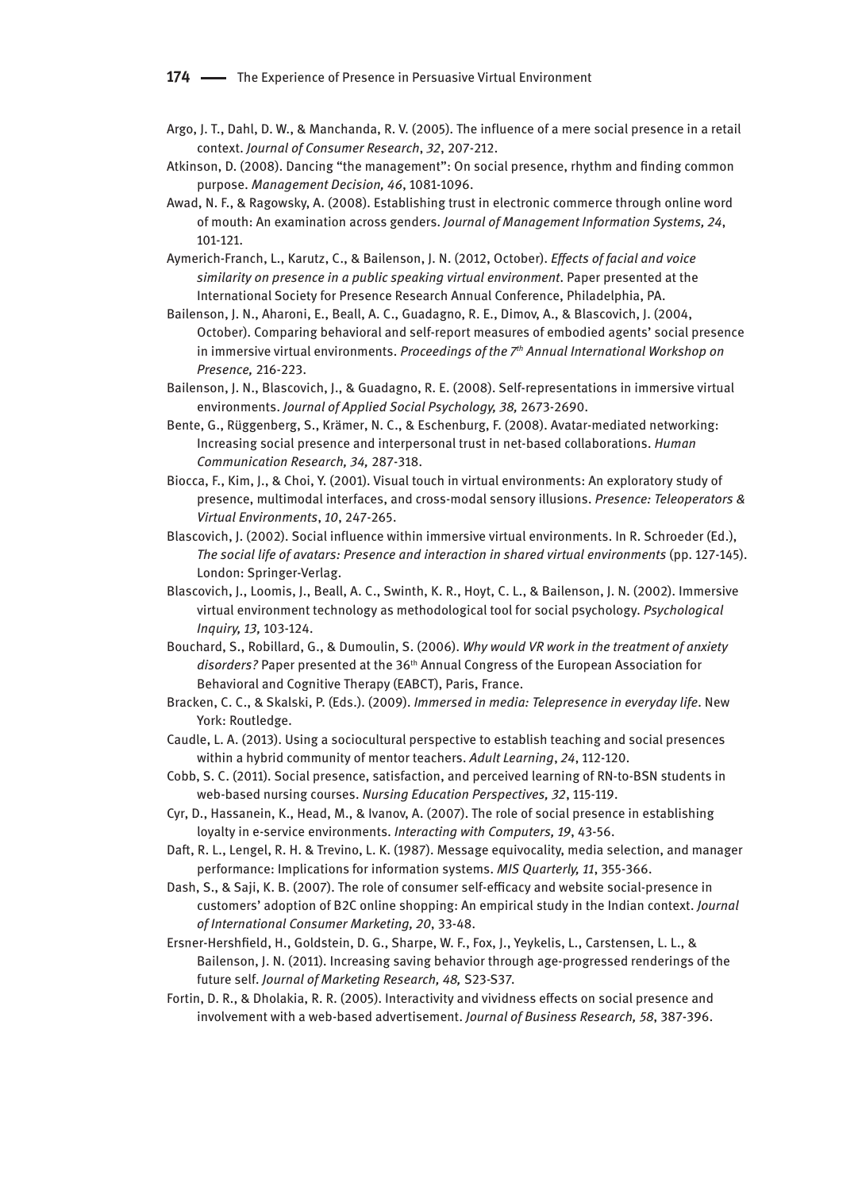Argo, J. T., Dahl, D. W., & Manchanda, R. V. (2005). The influence of a mere social presence in a retail context. *Journal of Consumer Research*, *32*, 207-212.

Atkinson, D. (2008). Dancing "the management": On social presence, rhythm and finding common purpose. *Management Decision, 46*, 1081-1096.

Awad, N. F., & Ragowsky, A. (2008). Establishing trust in electronic commerce through online word of mouth: An examination across genders. *Journal of Management Information Systems, 24*, 101-121.

Aymerich-Franch, L., Karutz, C., & Bailenson, J. N. (2012, October). *Effects of facial and voice similarity on presence in a public speaking virtual environment*. Paper presented at the International Society for Presence Research Annual Conference, Philadelphia, PA.

Bailenson, J. N., Aharoni, E., Beall, A. C., Guadagno, R. E., Dimov, A., & Blascovich, J. (2004, October). Comparing behavioral and self-report measures of embodied agents' social presence in immersive virtual environments. *Proceedings of the 7th Annual International Workshop on Presence,* 216-223.

Bailenson, J. N., Blascovich, J., & Guadagno, R. E. (2008). Self-representations in immersive virtual environments. *Journal of Applied Social Psychology, 38,* 2673-2690.

Bente, G., Rüggenberg, S., Krämer, N. C., & Eschenburg, F. (2008). Avatar-mediated networking: Increasing social presence and interpersonal trust in net-based collaborations. *Human Communication Research, 34,* 287-318.

Biocca, F., Kim, J., & Choi, Y. (2001). Visual touch in virtual environments: An exploratory study of presence, multimodal interfaces, and cross-modal sensory illusions. *Presence: Teleoperators & Virtual Environments*, *10*, 247-265.

Blascovich, J. (2002). Social influence within immersive virtual environments. In R. Schroeder (Ed.), *The social life of avatars: Presence and interaction in shared virtual environments* (pp. 127-145). London: Springer-Verlag.

Blascovich, J., Loomis, J., Beall, A. C., Swinth, K. R., Hoyt, C. L., & Bailenson, J. N. (2002). Immersive virtual environment technology as methodological tool for social psychology. *Psychological Inquiry, 13,* 103-124.

Bouchard, S., Robillard, G., & Dumoulin, S. (2006). *Why would VR work in the treatment of anxiety disorders?* Paper presented at the 36th Annual Congress of the European Association for Behavioral and Cognitive Therapy (EABCT), Paris, France.

Bracken, C. C., & Skalski, P. (Eds.). (2009). *Immersed in media: Telepresence in everyday life*. New York: Routledge.

Caudle, L. A. (2013). Using a sociocultural perspective to establish teaching and social presences within a hybrid community of mentor teachers. *Adult Learning*, *24*, 112-120.

Cobb, S. C. (2011). Social presence, satisfaction, and perceived learning of RN-to-BSN students in web-based nursing courses. *Nursing Education Perspectives, 32*, 115-119.

Cyr, D., Hassanein, K., Head, M., & Ivanov, A. (2007). The role of social presence in establishing loyalty in e-service environments. *Interacting with Computers, 19*, 43-56.

Daft, R. L., Lengel, R. H. & Trevino, L. K. (1987). Message equivocality, media selection, and manager performance: Implications for information systems. *MIS Quarterly, 11*, 355-366.

Dash, S., & Saji, K. B. (2007). The role of consumer self-efficacy and website social-presence in customers' adoption of B2C online shopping: An empirical study in the Indian context. *Journal of International Consumer Marketing, 20*, 33-48.

Ersner-Hershfield, H., Goldstein, D. G., Sharpe, W. F., Fox, J., Yeykelis, L., Carstensen, L. L., & Bailenson, J. N. (2011). Increasing saving behavior through age-progressed renderings of the future self. *Journal of Marketing Research, 48,* S23-S37.

Fortin, D. R., & Dholakia, R. R. (2005). Interactivity and vividness effects on social presence and involvement with a web-based advertisement. *Journal of Business Research, 58*, 387-396.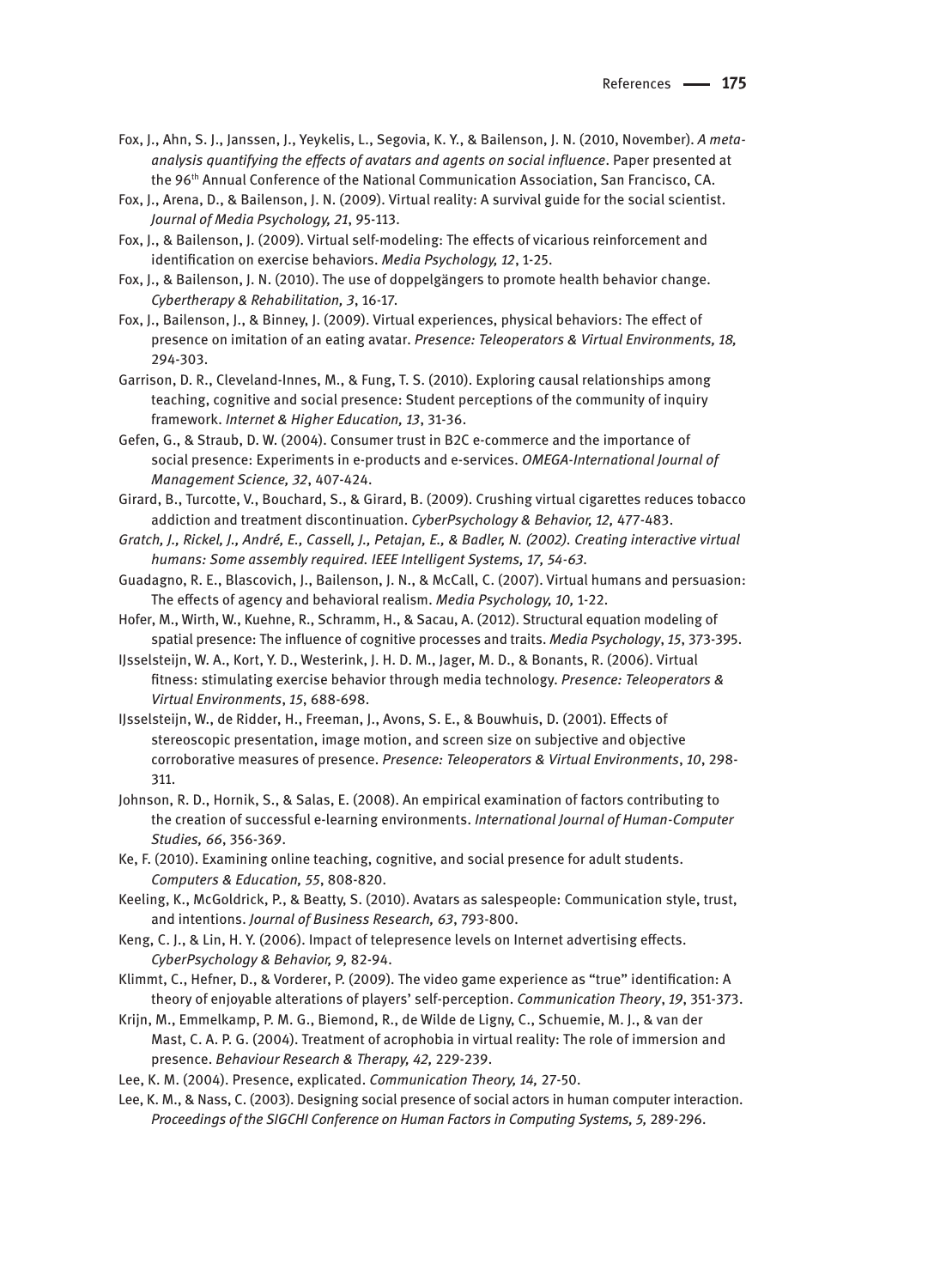Fox, J., Ahn, S. J., Janssen, J., Yeykelis, L., Segovia, K. Y., & Bailenson, J. N. (2010, November). *A meta-analysis quantifying the effects of avatars and agents on social influence*. Paper presented at the 96th Annual Conference of the National Communication Association, San Francisco, CA.

Fox, J., Arena, D., & Bailenson, J. N. (2009). Virtual reality: A survival guide for the social scientist. *Journal of Media Psychology, 21*, 95-113.

Fox, J., & Bailenson, J. (2009). Virtual self-modeling: The effects of vicarious reinforcement and identification on exercise behaviors. *Media Psychology, 12*, 1-25.

Fox, J., & Bailenson, J. N. (2010). The use of doppelgängers to promote health behavior change. *Cybertherapy & Rehabilitation, 3*, 16-17.

Fox, J., Bailenson, J., & Binney, J. (2009). Virtual experiences, physical behaviors: The effect of presence on imitation of an eating avatar. *Presence: Teleoperators & Virtual Environments, 18,* 294-303.

Garrison, D. R., Cleveland-Innes, M., & Fung, T. S. (2010). Exploring causal relationships among teaching, cognitive and social presence: Student perceptions of the community of inquiry framework. *Internet & Higher Education, 13*, 31-36.

Gefen, G., & Straub, D. W. (2004). Consumer trust in B2C e-commerce and the importance of social presence: Experiments in e-products and e-services. *OMEGA-International Journal of Management Science, 32*, 407-424.

Girard, B., Turcotte, V., Bouchard, S., & Girard, B. (2009). Crushing virtual cigarettes reduces tobacco addiction and treatment discontinuation. *CyberPsychology & Behavior, 12,* 477-483.

*Gratch, J., Rickel, J., André, E., Cassell, J., Petajan, E., & Badler, N. (2002). Creating interactive virtual humans: Some assembly required. IEEE Intelligent Systems, 17, 54-63.*

Guadagno, R. E., Blascovich, J., Bailenson, J. N., & McCall, C. (2007). Virtual humans and persuasion: The effects of agency and behavioral realism. *Media Psychology, 10,* 1-22.

Hofer, M., Wirth, W., Kuehne, R., Schramm, H., & Sacau, A. (2012). Structural equation modeling of spatial presence: The influence of cognitive processes and traits. *Media Psychology*, *15*, 373-395.

IJsselsteijn, W. A., Kort, Y. D., Westerink, J. H. D. M., Jager, M. D., & Bonants, R. (2006). Virtual fitness: stimulating exercise behavior through media technology. *Presence: Teleoperators & Virtual Environments*, *15*, 688-698.

IJsselsteijn, W., de Ridder, H., Freeman, J., Avons, S. E., & Bouwhuis, D. (2001). Effects of stereoscopic presentation, image motion, and screen size on subjective and objective corroborative measures of presence. *Presence: Teleoperators & Virtual Environments*, *10*, 298-311.

Johnson, R. D., Hornik, S., & Salas, E. (2008). An empirical examination of factors contributing to the creation of successful e-learning environments. *International Journal of Human-Computer Studies, 66*, 356-369.

Ke, F. (2010). Examining online teaching, cognitive, and social presence for adult students. *Computers & Education, 55*, 808-820.

Keeling, K., McGoldrick, P., & Beatty, S. (2010). Avatars as salespeople: Communication style, trust, and intentions. *Journal of Business Research, 63*, 793-800.

Keng, C. J., & Lin, H. Y. (2006). Impact of telepresence levels on Internet advertising effects. *CyberPsychology & Behavior, 9,* 82-94.

Klimmt, C., Hefner, D., & Vorderer, P. (2009). The video game experience as "true" identification: A theory of enjoyable alterations of players' self-perception. *Communication Theory*, *19*, 351-373.

Krijn, M., Emmelkamp, P. M. G., Biemond, R., de Wilde de Ligny, C., Schuemie, M. J., & van der Mast, C. A. P. G. (2004). Treatment of acrophobia in virtual reality: The role of immersion and presence. *Behaviour Research & Therapy, 42,* 229-239.

Lee, K. M. (2004). Presence, explicated. *Communication Theory, 14,* 27-50.

Lee, K. M., & Nass, C. (2003). Designing social presence of social actors in human computer interaction. *Proceedings of the SIGCHI Conference on Human Factors in Computing Systems, 5,* 289-296.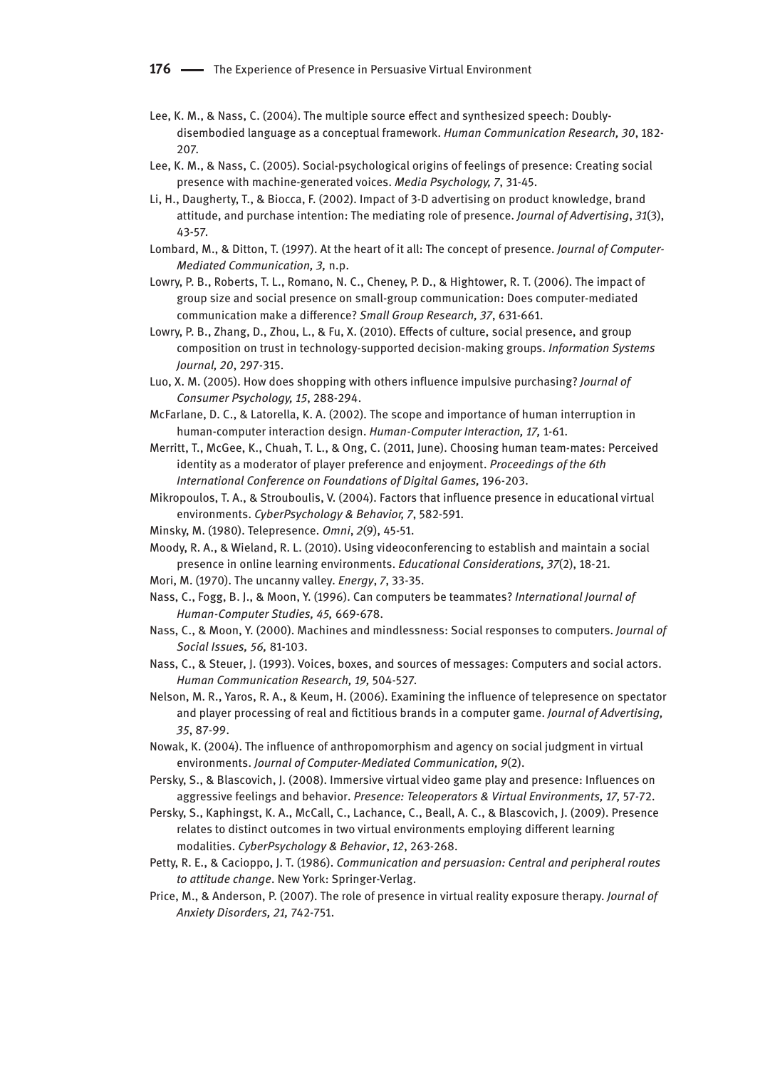Lee, K. M., & Nass, C. (2004). The multiple source effect and synthesized speech: Doubly-disembodied language as a conceptual framework. *Human Communication Research, 30*, 182-207.

Lee, K. M., & Nass, C. (2005). Social-psychological origins of feelings of presence: Creating social presence with machine-generated voices. *Media Psychology, 7*, 31-45.

Li, H., Daugherty, T., & Biocca, F. (2002). Impact of 3-D advertising on product knowledge, brand attitude, and purchase intention: The mediating role of presence. *Journal of Advertising*, *31*(3), 43-57.

Lombard, M., & Ditton, T. (1997). At the heart of it all: The concept of presence. *Journal of Computer-Mediated Communication, 3,* n.p.

Lowry, P. B., Roberts, T. L., Romano, N. C., Cheney, P. D., & Hightower, R. T. (2006). The impact of group size and social presence on small-group communication: Does computer-mediated communication make a difference? *Small Group Research, 37*, 631-661.

Lowry, P. B., Zhang, D., Zhou, L., & Fu, X. (2010). Effects of culture, social presence, and group composition on trust in technology-supported decision-making groups. *Information Systems Journal, 20*, 297-315.

Luo, X. M. (2005). How does shopping with others influence impulsive purchasing? *Journal of Consumer Psychology, 15*, 288-294.

McFarlane, D. C., & Latorella, K. A. (2002). The scope and importance of human interruption in human-computer interaction design. *Human-Computer Interaction, 17,* 1-61.

Merritt, T., McGee, K., Chuah, T. L., & Ong, C. (2011, June). Choosing human team-mates: Perceived identity as a moderator of player preference and enjoyment. *Proceedings of the 6th International Conference on Foundations of Digital Games,* 196-203.

Mikropoulos, T. A., & Strouboulis, V. (2004). Factors that influence presence in educational virtual environments. *CyberPsychology & Behavior, 7*, 582-591.

Minsky, M. (1980). Telepresence. *Omni*, *2*(9), 45-51.

Moody, R. A., & Wieland, R. L. (2010). Using videoconferencing to establish and maintain a social presence in online learning environments. *Educational Considerations, 37*(2), 18-21.

Mori, M. (1970). The uncanny valley. *Energy*, *7*, 33-35.

Nass, C., Fogg, B. J., & Moon, Y. (1996). Can computers be teammates? *International Journal of Human-Computer Studies, 45,* 669-678.

Nass, C., & Moon, Y. (2000). Machines and mindlessness: Social responses to computers. *Journal of Social Issues, 56,* 81-103.

Nass, C., & Steuer, J. (1993). Voices, boxes, and sources of messages: Computers and social actors. *Human Communication Research, 19,* 504-527.

Nelson, M. R., Yaros, R. A., & Keum, H. (2006). Examining the influence of telepresence on spectator and player processing of real and fictitious brands in a computer game. *Journal of Advertising, 35*, 87-99.

Nowak, K. (2004). The influence of anthropomorphism and agency on social judgment in virtual environments. *Journal of Computer-Mediated Communication, 9*(2).

Persky, S., & Blascovich, J. (2008). Immersive virtual video game play and presence: Influences on aggressive feelings and behavior. *Presence: Teleoperators & Virtual Environments, 17,* 57-72.

Persky, S., Kaphingst, K. A., McCall, C., Lachance, C., Beall, A. C., & Blascovich, J. (2009). Presence relates to distinct outcomes in two virtual environments employing different learning modalities. *CyberPsychology & Behavior*, *12*, 263-268.

Petty, R. E., & Cacioppo, J. T. (1986). *Communication and persuasion: Central and peripheral routes to attitude change*. New York: Springer-Verlag.

Price, M., & Anderson, P. (2007). The role of presence in virtual reality exposure therapy. *Journal of Anxiety Disorders, 21,* 742-751.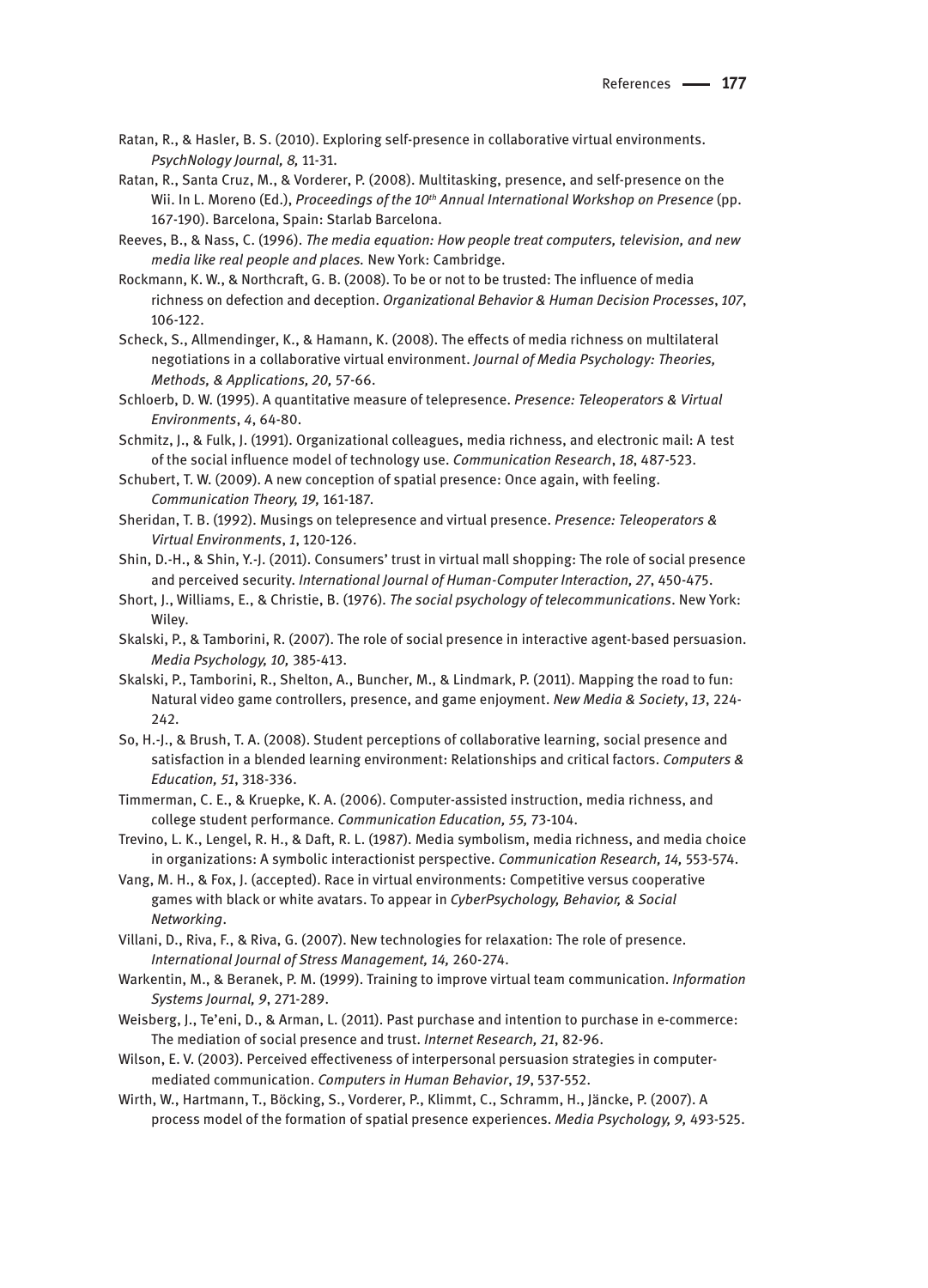Ratan, R., & Hasler, B. S. (2010). Exploring self-presence in collaborative virtual environments. *PsychNology Journal, 8,* 11-31.

Ratan, R., Santa Cruz, M., & Vorderer, P. (2008). Multitasking, presence, and self-presence on the Wii. In L. Moreno (Ed.), *Proceedings of the 10th Annual International Workshop on Presence* (pp. 167-190). Barcelona, Spain: Starlab Barcelona.

Reeves, B., & Nass, C. (1996). *The media equation: How people treat computers, television, and new media like real people and places.* New York: Cambridge.

Rockmann, K. W., & Northcraft, G. B. (2008). To be or not to be trusted: The influence of media richness on defection and deception. *Organizational Behavior & Human Decision Processes*, *107*, 106-122.

Scheck, S., Allmendinger, K., & Hamann, K. (2008). The effects of media richness on multilateral negotiations in a collaborative virtual environment. *Journal of Media Psychology: Theories, Methods, & Applications, 20,* 57-66.

Schloerb, D. W. (1995). A quantitative measure of telepresence. *Presence: Teleoperators & Virtual Environments*, *4*, 64-80.

Schmitz, J., & Fulk, J. (1991). Organizational colleagues, media richness, and electronic mail: A test of the social influence model of technology use. *Communication Research*, *18*, 487-523.

Schubert, T. W. (2009). A new conception of spatial presence: Once again, with feeling. *Communication Theory, 19,* 161-187.

Sheridan, T. B. (1992). Musings on telepresence and virtual presence. *Presence: Teleoperators & Virtual Environments*, *1*, 120-126.

Shin, D.-H., & Shin, Y.-J. (2011). Consumers' trust in virtual mall shopping: The role of social presence and perceived security. *International Journal of Human-Computer Interaction, 27*, 450-475.

Short, J., Williams, E., & Christie, B. (1976). *The social psychology of telecommunications*. New York: Wiley.

Skalski, P., & Tamborini, R. (2007). The role of social presence in interactive agent-based persuasion. *Media Psychology, 10,* 385-413.

Skalski, P., Tamborini, R., Shelton, A., Buncher, M., & Lindmark, P. (2011). Mapping the road to fun: Natural video game controllers, presence, and game enjoyment. *New Media & Society*, *13*, 224-242.

So, H.-J., & Brush, T. A. (2008). Student perceptions of collaborative learning, social presence and satisfaction in a blended learning environment: Relationships and critical factors. *Computers & Education, 51*, 318-336.

Timmerman, C. E., & Kruepke, K. A. (2006). Computer-assisted instruction, media richness, and college student performance. *Communication Education, 55,* 73-104.

Trevino, L. K., Lengel, R. H., & Daft, R. L. (1987). Media symbolism, media richness, and media choice in organizations: A symbolic interactionist perspective. *Communication Research, 14,* 553-574.

Vang, M. H., & Fox, J. (accepted). Race in virtual environments: Competitive versus cooperative games with black or white avatars. To appear in *CyberPsychology, Behavior, & Social Networking*.

Villani, D., Riva, F., & Riva, G. (2007). New technologies for relaxation: The role of presence. *International Journal of Stress Management, 14,* 260-274.

Warkentin, M., & Beranek, P. M. (1999). Training to improve virtual team communication. *Information Systems Journal, 9*, 271-289.

Weisberg, J., Te'eni, D., & Arman, L. (2011). Past purchase and intention to purchase in e-commerce: The mediation of social presence and trust. *Internet Research, 21*, 82-96.

Wilson, E. V. (2003). Perceived effectiveness of interpersonal persuasion strategies in computer-mediated communication. *Computers in Human Behavior*, *19*, 537-552.

Wirth, W., Hartmann, T., Böcking, S., Vorderer, P., Klimmt, C., Schramm, H., Jäncke, P. (2007). A process model of the formation of spatial presence experiences. *Media Psychology, 9,* 493-525.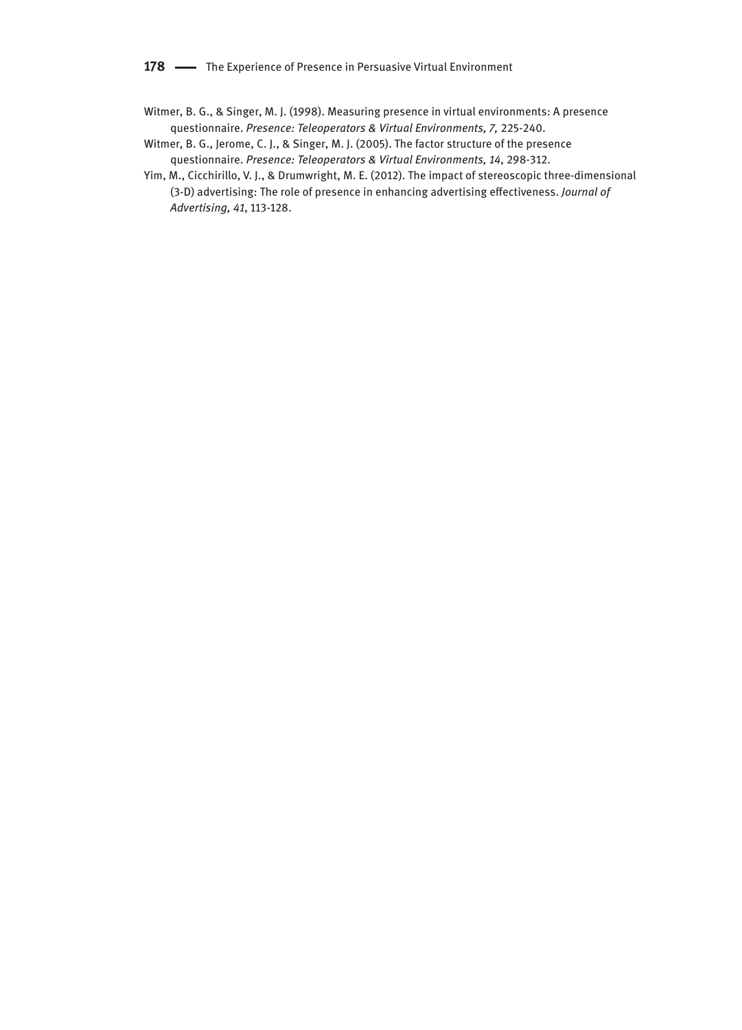Witmer, B. G., & Singer, M. J. (1998). Measuring presence in virtual environments: A presence questionnaire. *Presence: Teleoperators & Virtual Environments, 7*, 225-240.

Witmer, B. G., Jerome, C. J., & Singer, M. J. (2005). The factor structure of the presence questionnaire. *Presence: Teleoperators & Virtual Environments, 14*, 298-312.

Yim, M., Cicchirillo, V. J., & Drumwright, M. E. (2012). The impact of stereoscopic three-dimensional (3-D) advertising: The role of presence in enhancing advertising effectiveness. *Journal of Advertising, 41*, 113-128.